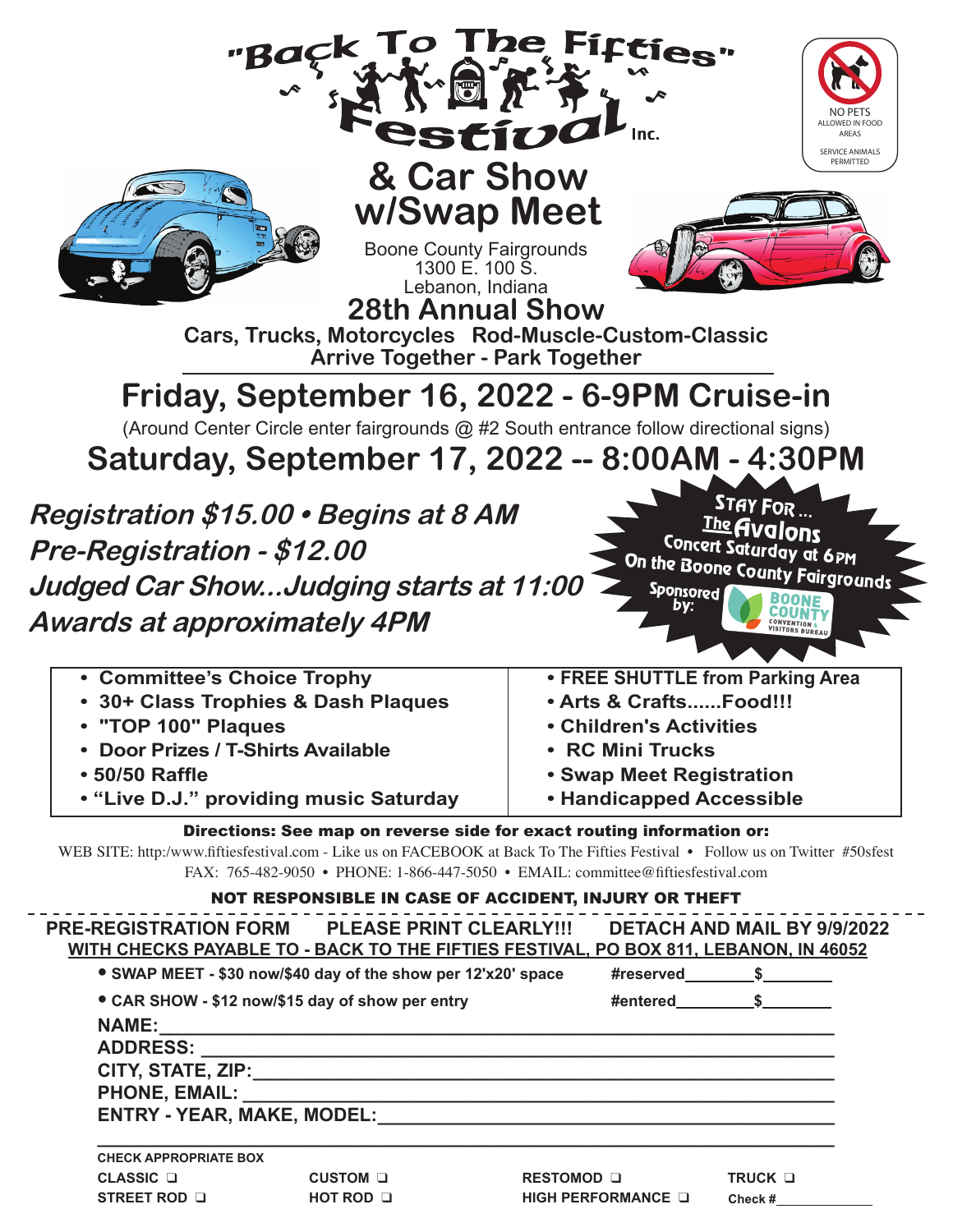# "Back To The Fifties" Festival Inc.

NO PETS ALLOWED IN FOOD AREAS

SERVICE ANIMALS PERMITTED

## & Car Show w/Swap Meet

Boone County Fairgrounds
1300 E. 100 S.
Lebanon, Indiana

## 28th Annual Show

**Cars, Trucks, Motorcycles Rod-Muscle-Custom-Classic**

**Arrive Together - Park Together**

## Friday, September 16, 2022 - 6-9PM Cruise-in

(Around Center Circle enter fairgrounds @ #2 South entrance follow directional signs)

## Saturday, September 17, 2022 -- 8:00AM - 4:30PM

***Registration $15.00 • Begins at 8 AM***

***Pre-Registration - $12.00***

***Judged Car Show...Judging starts at 11:00***

***Awards at approximately 4PM***

STAY FOR... The Avalons Concert Saturday at 6PM On the Boone County Fairgrounds

Sponsored by: BOONE COUNTY CONVENTION & VISITORS BUREAU

- **Committee's Choice Trophy**
- **30+ Class Trophies & Dash Plaques**
- **"TOP 100" Plaques**
- **Door Prizes / T-Shirts Available**
- **50/50 Raffle**
- **"Live D.J." providing music Saturday**
- **FREE SHUTTLE from Parking Area**
- **Arts & Crafts......Food!!!**
- **Children's Activities**
- **RC Mini Trucks**
- **Swap Meet Registration**
- **Handicapped Accessible**

**Directions: See map on reverse side for exact routing information or:**

WEB SITE: http:/www.fiftiesfestival.com - Like us on FACEBOOK at Back To The Fifties Festival • Follow us on Twitter #50sfest

FAX: 765-482-9050 • PHONE: 1-866-447-5050 • EMAIL: committee@fiftiesfestival.com

**NOT RESPONSIBLE IN CASE OF ACCIDENT, INJURY OR THEFT**

---

**PRE-REGISTRATION FORM PLEASE PRINT CLEARLY!!! DETACH AND MAIL BY 9/9/2022**

**WITH CHECKS PAYABLE TO - BACK TO THE FIFTIES FESTIVAL, PO BOX 811, LEBANON, IN 46052**

- **SWAP MEET - $30 now/$40 day of the show per 12'x20' space** #reserved________ $________
- **CAR SHOW - $12 now/$15 day of show per entry** #entered________ $________

**NAME:** ____________________

**ADDRESS:** ____________________

**CITY, STATE, ZIP:** ____________________

**PHONE, EMAIL:** ____________________

**ENTRY - YEAR, MAKE, MODEL:** ____________________

____________________

**CHECK APPROPRIATE BOX**

| | | | |
|---|---|---|---|
| CLASSIC ❑ | CUSTOM ❑ | RESTOMOD ❑ | TRUCK ❑ |
| STREET ROD ❑ | HOT ROD ❑ | HIGH PERFORMANCE ❑ | Check #____________ |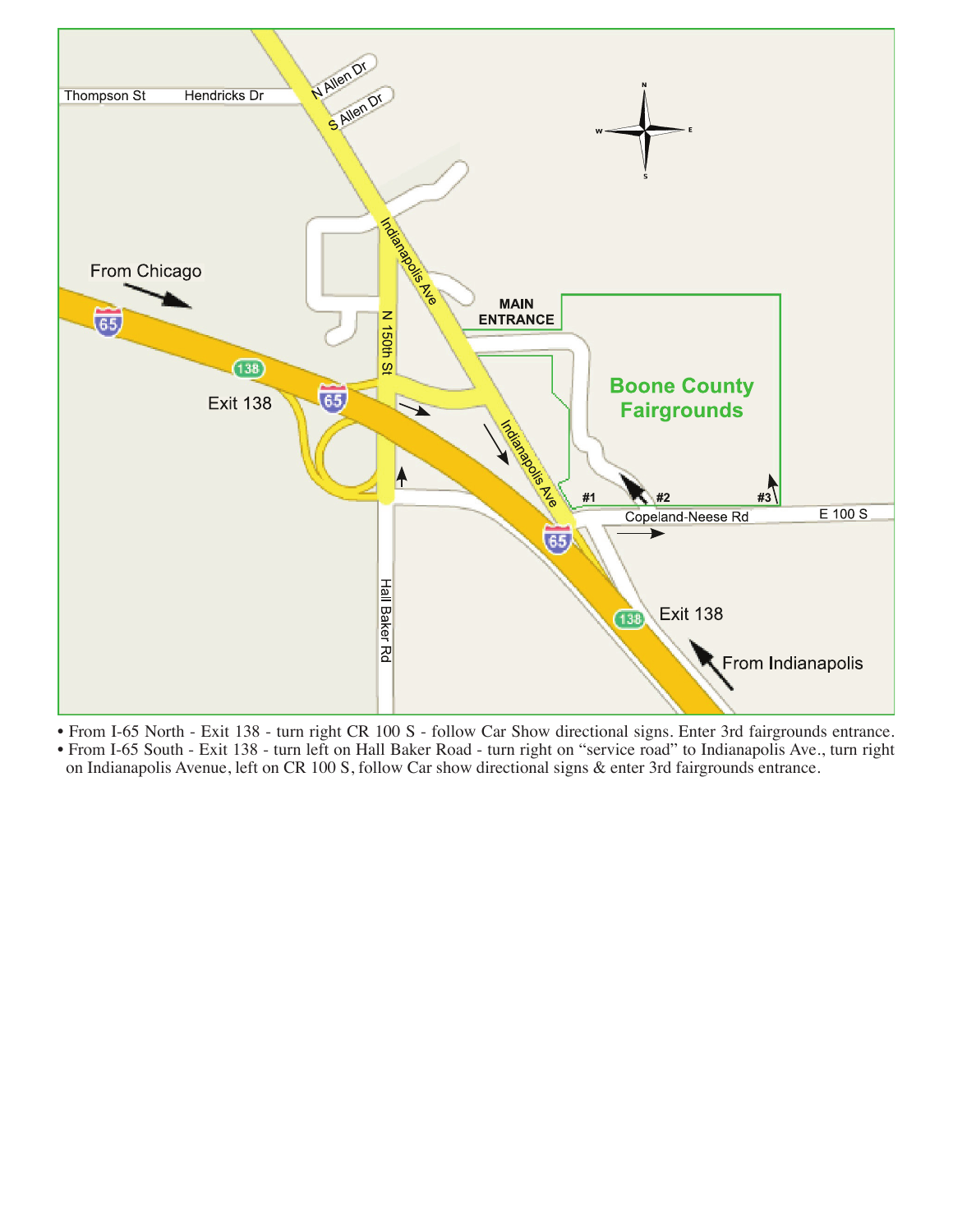Thompson St

Hendricks Dr

N Allen Dr

S Allen Dr

From Chicago

Indianapolis Ave

N 150th St

MAIN ENTRANCE

Boone County Fairgrounds

Exit 138

138

65

Indianapolis Ave

#1

#2

#3

Copeland-Neese Rd

E 100 S

Hall Baker Rd

65

138

Exit 138

From Indianapolis

- From I-65 North - Exit 138 - turn right CR 100 S - follow Car Show directional signs. Enter 3rd fairgrounds entrance.
- From I-65 South - Exit 138 - turn left on Hall Baker Road - turn right on "service road" to Indianapolis Ave., turn right on Indianapolis Avenue, left on CR 100 S, follow Car show directional signs & enter 3rd fairgrounds entrance.